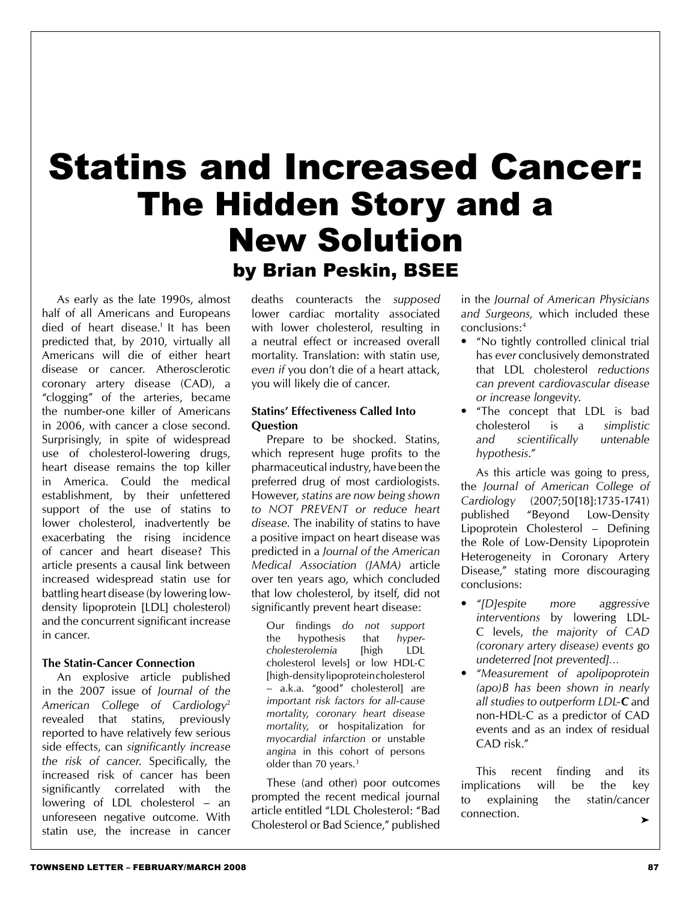# Statins and Increased Cancer: The Hidden Story and a New Solution

## by Brian Peskin, BSEE

As early as the late 1990s, almost half of all Americans and Europeans died of heart disease.[1] It has been predicted that, by 2010, virtually all Americans will die of either heart disease or cancer. Atherosclerotic coronary artery disease (CAD), a "clogging" of the arteries, became the number-one killer of Americans in 2006, with cancer a close second. Surprisingly, in spite of widespread use of cholesterol-lowering drugs, heart disease remains the top killer in America. Could the medical establishment, by their unfettered support of the use of statins to lower cholesterol, inadvertently be exacerbating the rising incidence of cancer and heart disease? This article presents a causal link between increased widespread statin use for battling heart disease (by lowering low-density lipoprotein [LDL] cholesterol) and the concurrent significant increase in cancer.

**The Statin-Cancer Connection**

An explosive article published in the 2007 issue of *Journal of the American College of Cardiology*[2] revealed that statins, previously reported to have relatively few serious side effects, can *significantly increase the risk of cancer*. Specifically, the increased risk of cancer has been significantly correlated with the lowering of LDL cholesterol – an unforeseen negative outcome. With statin use, the increase in cancer deaths counteracts the *supposed* lower cardiac mortality associated with lower cholesterol, resulting in a neutral effect or increased overall mortality. Translation: with statin use, *even if* you don't die of a heart attack, you will likely die of cancer.

**Statins' Effectiveness Called Into Question**

Prepare to be shocked. Statins, which represent huge profits to the pharmaceutical industry, have been the preferred drug of most cardiologists. However, *statins are now being shown to NOT PREVENT or reduce heart disease.* The inability of statins to have a positive impact on heart disease was predicted in a *Journal of the American Medical Association (JAMA)* article over ten years ago, which concluded that low cholesterol, by itself, did not significantly prevent heart disease:

> Our findings *do not support* the hypothesis that *hyper-cholesterolemia* [high LDL cholesterol levels] or low HDL-C [high-density lipoprotein cholesterol – a.k.a. "good" cholesterol] are *important risk factors for all-cause mortality, coronary heart disease mortality,* or hospitalization for *myocardial infarction* or unstable *angina* in this cohort of persons older than 70 years.[3]

These (and other) poor outcomes prompted the recent medical journal article entitled "LDL Cholesterol: "Bad Cholesterol or Bad Science," published in the *Journal of American Physicians and Surgeons,* which included these conclusions:[4]

- "No tightly controlled clinical trial has *ever* conclusively demonstrated that LDL cholesterol *reductions can prevent cardiovascular disease or increase longevity.*
- "The concept that LDL is bad cholesterol is a *simplistic and scientifically untenable hypothesis."*

As this article was going to press, the *Journal of American College of Cardiology* (2007;50[18]:1735-1741) published "Beyond Low-Density Lipoprotein Cholesterol – Defining the Role of Low-Density Lipoprotein Heterogeneity in Coronary Artery Disease," stating more discouraging conclusions:

- *"[D]espite more aggressive interventions* by lowering LDL-C levels, *the majority of CAD (coronary artery disease) events go undeterred [not prevented]...*
- *"Measurement of apolipoprotein (apo)B has been shown in nearly all studies to outperform LDL-**C** and* non-HDL-C as a predictor of CAD events and as an index of residual CAD risk."

This recent finding and its implications will be the key to explaining the statin/cancer connection.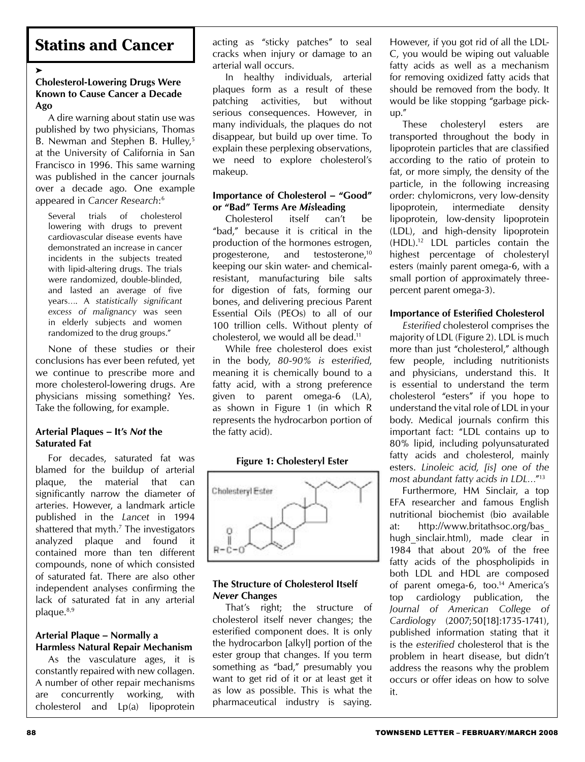# Statins and Cancer

➤

### Cholesterol-Lowering Drugs Were Known to Cause Cancer a Decade Ago

A dire warning about statin use was published by two physicians, Thomas B. Newman and Stephen B. Hulley,[5] at the University of California in San Francisco in 1996. This same warning was published in the cancer journals over a decade ago. One example appeared in *Cancer Research*:[6]

> Several trials of cholesterol lowering with drugs to prevent cardiovascular disease events have demonstrated an increase in cancer incidents in the subjects treated with lipid-altering drugs. The trials were randomized, double-blinded, and lasted an average of five years…. A *statistically significant excess of malignancy* was seen in elderly subjects and women randomized to the drug groups."

None of these studies or their conclusions has ever been refuted, yet we continue to prescribe more and more cholesterol-lowering drugs. Are physicians missing something? Yes. Take the following, for example.

### Arterial Plaques – It's *Not* the Saturated Fat

For decades, saturated fat was blamed for the buildup of arterial plaque, the material that can significantly narrow the diameter of arteries. However, a landmark article published in the *Lancet* in 1994 shattered that myth.[7] The investigators analyzed plaque and found it contained more than ten different compounds, none of which consisted of saturated fat. There are also other independent analyses confirming the lack of saturated fat in any arterial plaque.[8,9]

### Arterial Plaque – Normally a Harmless Natural Repair Mechanism

As the vasculature ages, it is constantly repaired with new collagen. A number of other repair mechanisms are concurrently working, with cholesterol and Lp(a) lipoprotein acting as "sticky patches" to seal cracks when injury or damage to an arterial wall occurs.

In healthy individuals, arterial plaques form as a result of these patching activities, but without serious consequences. However, in many individuals, the plaques do not disappear, but build up over time. To explain these perplexing observations, we need to explore cholesterol's makeup.

### Importance of Cholesterol – "Good" or "Bad" Terms Are *Mis*leading

Cholesterol itself can't be "bad," because it is critical in the production of the hormones estrogen, progesterone, and testosterone,[10] keeping our skin water- and chemical-resistant, manufacturing bile salts for digestion of fats, forming our bones, and delivering precious Parent Essential Oils (PEOs) to all of our 100 trillion cells. Without plenty of cholesterol, we would all be dead.[11]

While free cholesterol does exist in the body, *80-90% is esterified*, meaning it is chemically bound to a fatty acid, with a strong preference given to parent omega-6 (LA), as shown in Figure 1 (in which R represents the hydrocarbon portion of the fatty acid).

**Figure 1: Cholesteryl Ester**

### The Structure of Cholesterol Itself *Never* Changes

That's right; the structure of cholesterol itself never changes; the esterified component does. It is only the hydrocarbon [alkyl] portion of the ester group that changes. If you term something as "bad," presumably you want to get rid of it or at least get it as low as possible. This is what the pharmaceutical industry is saying. However, if you got rid of all the LDL-C, you would be wiping out valuable fatty acids as well as a mechanism for removing oxidized fatty acids that should be removed from the body. It would be like stopping "garbage pick-up."

These cholesteryl esters are transported throughout the body in lipoprotein particles that are classified according to the ratio of protein to fat, or more simply, the density of the particle, in the following increasing order: chylomicrons, very low-density lipoprotein, intermediate density lipoprotein, low-density lipoprotein (LDL), and high-density lipoprotein (HDL).[12] LDL particles contain the highest percentage of cholesteryl esters (mainly parent omega-6, with a small portion of approximately three-percent parent omega-3).

### Importance of Esterified Cholesterol

*Esterified* cholesterol comprises the majority of LDL (Figure 2). LDL is much more than just "cholesterol," although few people, including nutritionists and physicians, understand this. It is essential to understand the term cholesterol "esters" if you hope to understand the vital role of LDL in your body. Medical journals confirm this important fact: "LDL contains up to 80% lipid, including polyunsaturated fatty acids and cholesterol, mainly esters. *Linoleic acid, [is] one of the most abundant fatty acids in LDL…*"[13]

Furthermore, HM Sinclair, a top EFA researcher and famous English nutritional biochemist (bio available at: http://www.britathsoc.org/bas_hugh_sinclair.html), made clear in 1984 that about 20% of the free fatty acids of the phospholipids in both LDL and HDL are composed of parent omega-6, too.[14] America's top cardiology publication, the *Journal of American College of Cardiology* (2007;50[18]:1735-1741), published information stating that it is the *esterified* cholesterol that is the problem in heart disease, but didn't address the reasons why the problem occurs or offer ideas on how to solve it.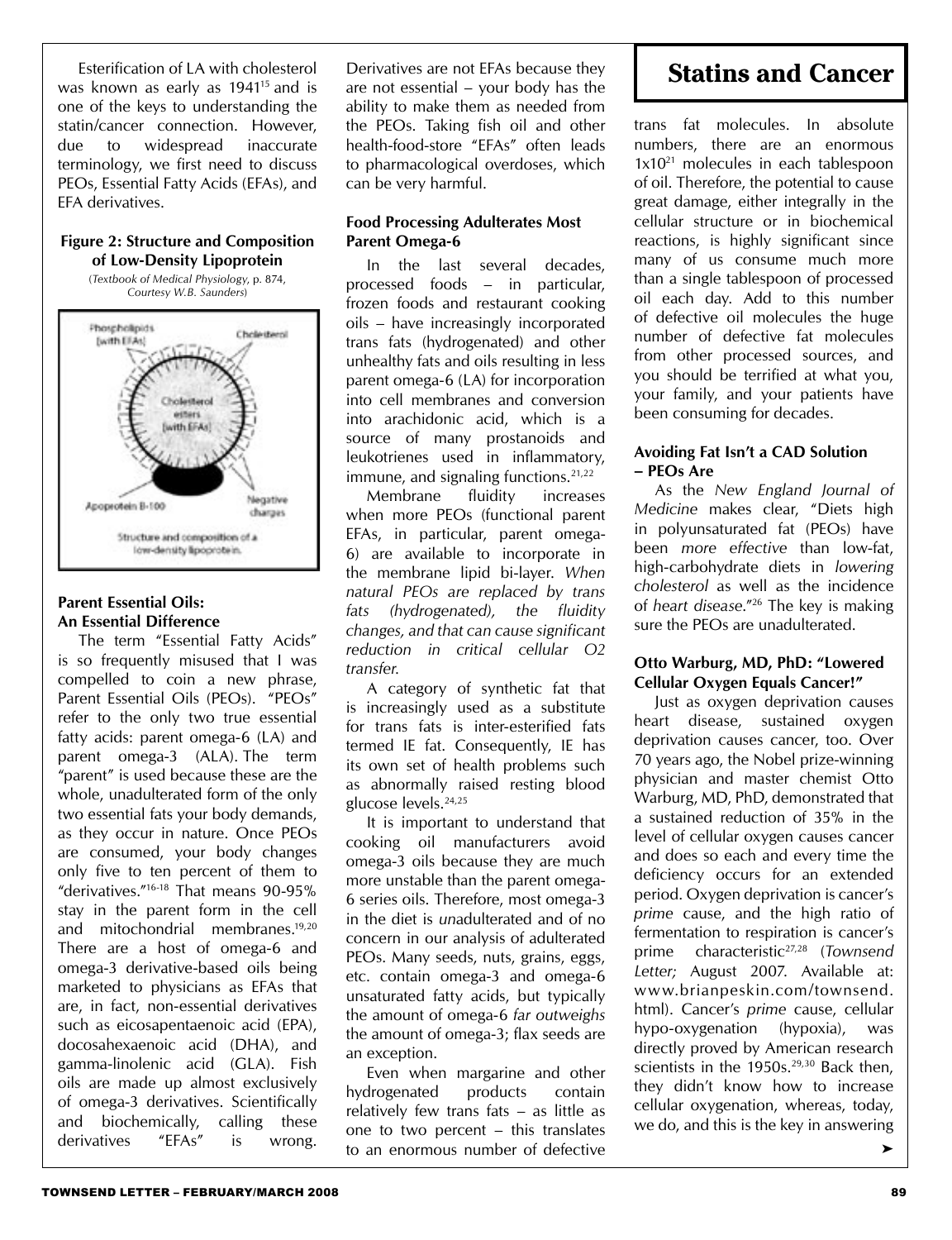Esterification of LA with cholesterol was known as early as 1941[15] and is one of the keys to understanding the statin/cancer connection. However, due to widespread inaccurate terminology, we first need to discuss PEOs, Essential Fatty Acids (EFAs), and EFA derivatives.

**Figure 2: Structure and Composition of Low-Density Lipoprotein**

(*Textbook of Medical Physiology*, p. 874, Courtesy W.B. Saunders)

### Parent Essential Oils: An Essential Difference

The term "Essential Fatty Acids" is so frequently misused that I was compelled to coin a new phrase, Parent Essential Oils (PEOs). "PEOs" refer to the only two true essential fatty acids: parent omega-6 (LA) and parent omega-3 (ALA). The term "parent" is used because these are the whole, unadulterated form of the only two essential fats your body demands, as they occur in nature. Once PEOs are consumed, your body changes only five to ten percent of them to "derivatives."[16-18] That means 90-95% stay in the parent form in the cell and mitochondrial membranes.[19,20] There are a host of omega-6 and omega-3 derivative-based oils being marketed to physicians as EFAs that are, in fact, non-essential derivatives such as eicosapentaenoic acid (EPA), docosahexaenoic acid (DHA), and gamma-linolenic acid (GLA). Fish oils are made up almost exclusively of omega-3 derivatives. Scientifically and biochemically, calling these derivatives "EFAs" is wrong. Derivatives are not EFAs because they are not essential – your body has the ability to make them as needed from the PEOs. Taking fish oil and other health-food-store "EFAs" often leads to pharmacological overdoses, which can be very harmful.

### Food Processing Adulterates Most Parent Omega-6

In the last several decades, processed foods – in particular, frozen foods and restaurant cooking oils – have increasingly incorporated trans fats (hydrogenated) and other unhealthy fats and oils resulting in less parent omega-6 (LA) for incorporation into cell membranes and conversion into arachidonic acid, which is a source of many prostanoids and leukotrienes used in inflammatory, immune, and signaling functions.[21,22]

Membrane fluidity increases when more PEOs (functional parent EFAs, in particular, parent omega-6) are available to incorporate in the membrane lipid bi-layer. *When natural PEOs are replaced by trans fats (hydrogenated), the fluidity changes, and that can cause significant reduction in critical cellular O2 transfer.*

A category of synthetic fat that is increasingly used as a substitute for trans fats is inter-esterified fats termed IE fat. Consequently, IE has its own set of health problems such as abnormally raised resting blood glucose levels.[24,25]

It is important to understand that cooking oil manufacturers avoid omega-3 oils because they are much more unstable than the parent omega-6 series oils. Therefore, most omega-3 in the diet is *un*adulterated and of no concern in our analysis of adulterated PEOs. Many seeds, nuts, grains, eggs, etc. contain omega-3 and omega-6 unsaturated fatty acids, but typically the amount of omega-6 *far outweighs* the amount of omega-3; flax seeds are an exception.

Even when margarine and other hydrogenated products contain relatively few trans fats – as little as one to two percent – this translates to an enormous number of defective trans fat molecules. In absolute numbers, there are an enormous $1 \times 10^{21}$ molecules in each tablespoon of oil. Therefore, the potential to cause great damage, either integrally in the cellular structure or in biochemical reactions, is highly significant since many of us consume much more than a single tablespoon of processed oil each day. Add to this number of defective oil molecules the huge number of defective fat molecules from other processed sources, and you should be terrified at what you, your family, and your patients have been consuming for decades.

### Avoiding Fat Isn't a CAD Solution – PEOs Are

As the *New England Journal of Medicine* makes clear, "Diets high in polyunsaturated fat (PEOs) have been *more effective* than low-fat, high-carbohydrate diets in *lowering cholesterol* as well as the incidence of *heart disease*."[26] The key is making sure the PEOs are unadulterated.

### Otto Warburg, MD, PhD: "Lowered Cellular Oxygen Equals Cancer!"

Just as oxygen deprivation causes heart disease, sustained oxygen deprivation causes cancer, too. Over 70 years ago, the Nobel prize-winning physician and master chemist Otto Warburg, MD, PhD, demonstrated that a sustained reduction of 35% in the level of cellular oxygen causes cancer and does so each and every time the deficiency occurs for an extended period. Oxygen deprivation is cancer's *prime* cause, and the high ratio of fermentation to respiration is cancer's prime characteristic[27,28] (*Townsend Letter;* August 2007. Available at: www.brianpeskin.com/townsend.html). Cancer's *prime* cause, cellular hypo-oxygenation (hypoxia), was directly proved by American research scientists in the 1950s.[29,30] Back then, they didn't know how to increase cellular oxygenation, whereas, today, we do, and this is the key in answering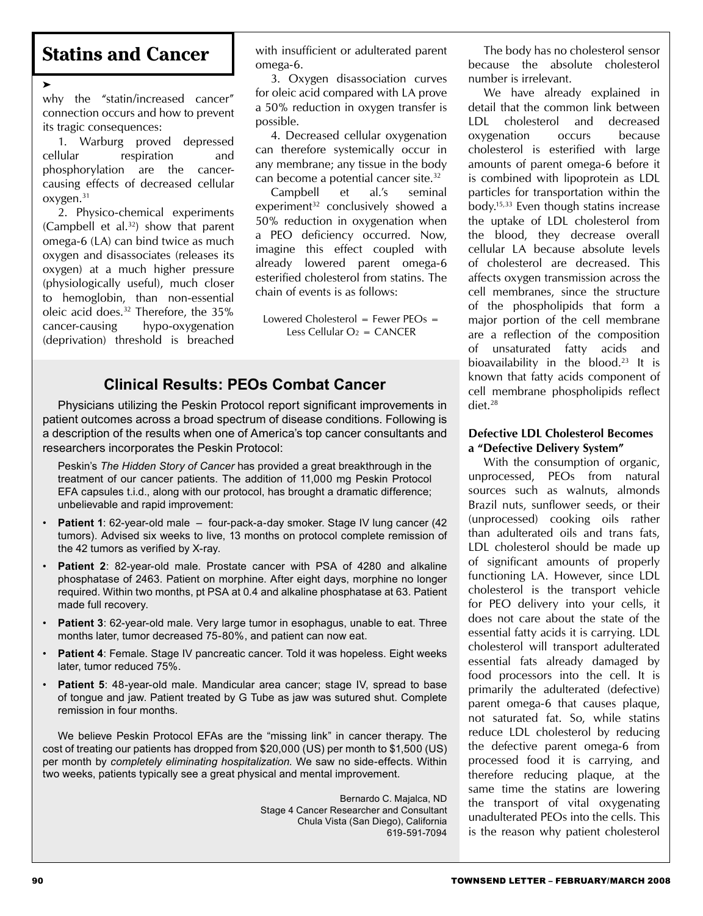## Statins and Cancer

➤

why the "statin/increased cancer" connection occurs and how to prevent its tragic consequences:

1. Warburg proved depressed cellular respiration and phosphorylation are the cancer-causing effects of decreased cellular oxygen.[31]

2. Physico-chemical experiments (Campbell et al.[32]) show that parent omega-6 (LA) can bind twice as much oxygen and disassociates (releases its oxygen) at a much higher pressure (physiologically useful), much closer to hemoglobin, than non-essential oleic acid does.[32] Therefore, the 35% cancer-causing hypo-oxygenation (deprivation) threshold is breached with insufficient or adulterated parent omega-6.

3. Oxygen disassociation curves for oleic acid compared with LA prove a 50% reduction in oxygen transfer is possible.

4. Decreased cellular oxygenation can therefore systemically occur in any membrane; any tissue in the body can become a potential cancer site.[32]

Campbell et al.'s seminal experiment[32] conclusively showed a 50% reduction in oxygenation when a PEO deficiency occurred. Now, imagine this effect coupled with already lowered parent omega-6 esterified cholesterol from statins. The chain of events is as follows:

Lowered Cholesterol = Fewer PEOs = Less Cellular $O_2$ = CANCER

### Clinical Results: PEOs Combat Cancer

Physicians utilizing the Peskin Protocol report significant improvements in patient outcomes across a broad spectrum of disease conditions. Following is a description of the results when one of America's top cancer consultants and researchers incorporates the Peskin Protocol:

Peskin's *The Hidden Story of Cancer* has provided a great breakthrough in the treatment of our cancer patients. The addition of 11,000 mg Peskin Protocol EFA capsules t.i.d., along with our protocol, has brought a dramatic difference; unbelievable and rapid improvement:

- **Patient 1**: 62-year-old male – four-pack-a-day smoker. Stage IV lung cancer (42 tumors). Advised six weeks to live, 13 months on protocol complete remission of the 42 tumors as verified by X-ray.
- **Patient 2**: 82-year-old male. Prostate cancer with PSA of 4280 and alkaline phosphatase of 2463. Patient on morphine. After eight days, morphine no longer required. Within two months, pt PSA at 0.4 and alkaline phosphatase at 63. Patient made full recovery.
- **Patient 3**: 62-year-old male. Very large tumor in esophagus, unable to eat. Three months later, tumor decreased 75-80%, and patient can now eat.
- **Patient 4**: Female. Stage IV pancreatic cancer. Told it was hopeless. Eight weeks later, tumor reduced 75%.
- **Patient 5**: 48-year-old male. Mandicular area cancer; stage IV, spread to base of tongue and jaw. Patient treated by G Tube as jaw was sutured shut. Complete remission in four months.

We believe Peskin Protocol EFAs are the "missing link" in cancer therapy. The cost of treating our patients has dropped from $20,000 (US) per month to $1,500 (US) per month by *completely eliminating hospitalization.* We saw no side-effects. Within two weeks, patients typically see a great physical and mental improvement.

Bernardo C. Majalca, ND
Stage 4 Cancer Researcher and Consultant
Chula Vista (San Diego), California
619-591-7094

The body has no cholesterol sensor because the absolute cholesterol number is irrelevant.

We have already explained in detail that the common link between LDL cholesterol and decreased oxygenation occurs because cholesterol is esterified with large amounts of parent omega-6 before it is combined with lipoprotein as LDL particles for transportation within the body.[15,33] Even though statins increase the uptake of LDL cholesterol from the blood, they decrease overall cellular LA because absolute levels of cholesterol are decreased. This affects oxygen transmission across the cell membranes, since the structure of the phospholipids that form a major portion of the cell membrane are a reflection of the composition of unsaturated fatty acids and bioavailability in the blood.[23] It is known that fatty acids component of cell membrane phospholipids reflect diet.[28]

#### Defective LDL Cholesterol Becomes a "Defective Delivery System"

With the consumption of organic, unprocessed, PEOs from natural sources such as walnuts, almonds Brazil nuts, sunflower seeds, or their (unprocessed) cooking oils rather than adulterated oils and trans fats, LDL cholesterol should be made up of significant amounts of properly functioning LA. However, since LDL cholesterol is the transport vehicle for PEO delivery into your cells, it does not care about the state of the essential fatty acids it is carrying. LDL cholesterol will transport adulterated essential fats already damaged by food processors into the cell. It is primarily the adulterated (defective) parent omega-6 that causes plaque, not saturated fat. So, while statins reduce LDL cholesterol by reducing the defective parent omega-6 from processed food it is carrying, and therefore reducing plaque, at the same time the statins are lowering the transport of vital oxygenating unadulterated PEOs into the cells. This is the reason why patient cholesterol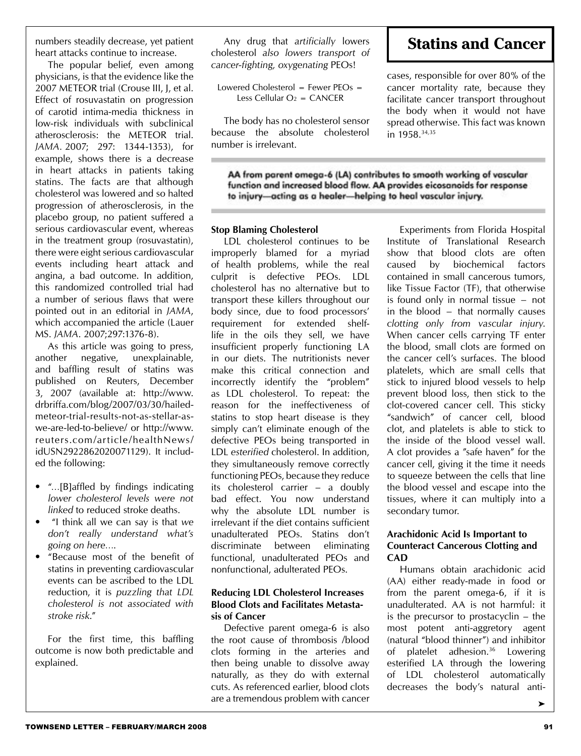numbers steadily decrease, yet patient heart attacks continue to increase.

The popular belief, even among physicians, is that the evidence like the 2007 METEOR trial (Crouse III, J, et al. Effect of rosuvastatin on progression of carotid intima-media thickness in low-risk individuals with subclinical atherosclerosis: the METEOR trial. *JAMA*. 2007; 297: 1344-1353), for example, shows there is a decrease in heart attacks in patients taking statins. The facts are that although cholesterol was lowered and so halted progression of atherosclerosis, in the placebo group, no patient suffered a serious cardiovascular event, whereas in the treatment group (rosuvastatin), there were eight serious cardiovascular events including heart attack and angina, a bad outcome. In addition, this randomized controlled trial had a number of serious flaws that were pointed out in an editorial in *JAMA*, which accompanied the article (Lauer MS. *JAMA*. 2007;297:1376-8).

As this article was going to press, another negative, unexplainable, and baffling result of statins was published on Reuters, December 3, 2007 (available at: http://www.drbriffa.com/blog/2007/03/30/hailed-meteor-trial-results-not-as-stellar-as-we-are-led-to-believe/ or http://www.reuters.com/article/healthNews/idUSN2922862020071129). It included the following:

- "...[B]affled by findings indicating *lower cholesterol levels were not linked* to reduced stroke deaths.
- "I think all we can say is that *we don't really understand what's going on here*....
- "Because most of the benefit of statins in preventing cardiovascular events can be ascribed to the LDL reduction, it is *puzzling that LDL cholesterol is not associated with stroke risk*."

For the first time, this baffling outcome is now both predictable and explained.

Any drug that *artificially* lowers cholesterol *also lowers transport of cancer-fighting, oxygenating* PEOs!

Lowered Cholesterol = Fewer PEOs = Less Cellular $O_2$ = CANCER

The body has no cholesterol sensor because the absolute cholesterol number is irrelevant.

## Statins and Cancer

cases, responsible for over 80% of the cancer mortality rate, because they facilitate cancer transport throughout the body when it would not have spread otherwise. This fact was known in 1958.[34,35]

**AA from parent omega-6 (LA) contributes to smooth working of vascular function and increased blood flow. AA provides eicosanoids for response to injury—acting as a healer—helping to heal vascular injury.**

### Stop Blaming Cholesterol

LDL cholesterol continues to be improperly blamed for a myriad of health problems, while the real culprit is defective PEOs. LDL cholesterol has no alternative but to transport these killers throughout our body since, due to food processors' requirement for extended shelf-life in the oils they sell, we have insufficient properly functioning LA in our diets. The nutritionists never make this critical connection and incorrectly identify the "problem" as LDL cholesterol. To repeat: the reason for the ineffectiveness of statins to stop heart disease is they simply can't eliminate enough of the defective PEOs being transported in LDL *esterified* cholesterol. In addition, they simultaneously remove correctly functioning PEOs, because they reduce its cholesterol carrier – a doubly bad effect. You now understand why the absolute LDL number is irrelevant if the diet contains sufficient unadulterated PEOs. Statins don't discriminate between eliminating functional, unadulterated PEOs and nonfunctional, adulterated PEOs.

### Reducing LDL Cholesterol Increases Blood Clots and Facilitates Metastasis of Cancer

Defective parent omega-6 is also the root cause of thrombosis /blood clots forming in the arteries and then being unable to dissolve away naturally, as they do with external cuts. As referenced earlier, blood clots are a tremendous problem with cancer

Experiments from Florida Hospital Institute of Translational Research show that blood clots are often caused by biochemical factors contained in small cancerous tumors, like Tissue Factor (TF), that otherwise is found only in normal tissue – not in the blood – that normally causes *clotting only from vascular injury*. When cancer cells carrying TF enter the blood, small clots are formed on the cancer cell's surfaces. The blood platelets, which are small cells that stick to injured blood vessels to help prevent blood loss, then stick to the clot-covered cancer cell. This sticky "sandwich" of cancer cell, blood clot, and platelets is able to stick to the inside of the blood vessel wall. A clot provides a "safe haven" for the cancer cell, giving it the time it needs to squeeze between the cells that line the blood vessel and escape into the tissues, where it can multiply into a secondary tumor.

### Arachidonic Acid Is Important to Counteract Cancerous Clotting and CAD

Humans obtain arachidonic acid (AA) either ready-made in food or from the parent omega-6, if it is unadulterated. AA is not harmful: it is the precursor to prostacyclin – the most potent anti-aggretory agent (natural "blood thinner") and inhibitor of platelet adhesion.[36] Lowering esterified LA through the lowering of LDL cholesterol automatically decreases the body's natural anti-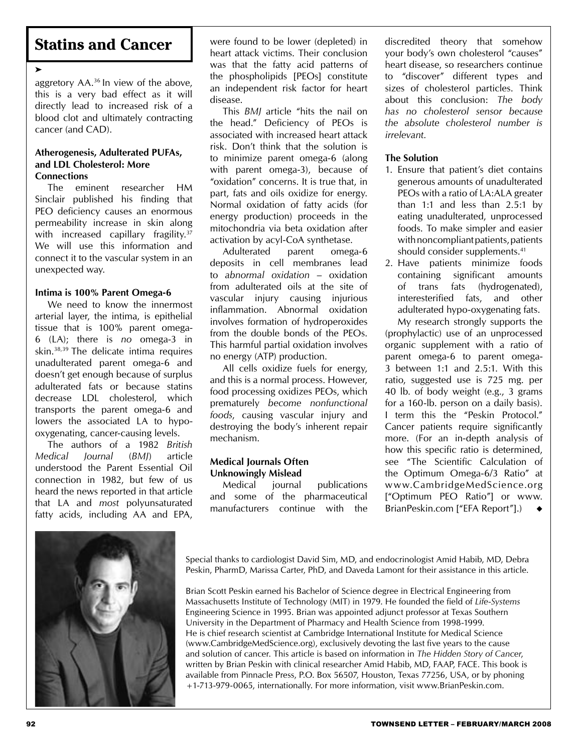## Statins and Cancer

aggretory AA.[36] In view of the above, this is a very bad effect as it will directly lead to increased risk of a blood clot and ultimately contracting cancer (and CAD).

**Atherogenesis, Adulterated PUFAs, and LDL Cholesterol: More Connections**

The eminent researcher HM Sinclair published his finding that PEO deficiency causes an enormous permeability increase in skin along with increased capillary fragility.[37] We will use this information and connect it to the vascular system in an unexpected way.

**Intima is 100% Parent Omega-6**

We need to know the innermost arterial layer, the intima, is epithelial tissue that is 100% parent omega-6 (LA); there is *no* omega-3 in skin.[38,39] The delicate intima requires unadulterated parent omega-6 and doesn't get enough because of surplus adulterated fats or because statins decrease LDL cholesterol, which transports the parent omega-6 and lowers the associated LA to hypo-oxygenating, cancer-causing levels.

The authors of a 1982 *British Medical Journal* (*BMJ*) article understood the Parent Essential Oil connection in 1982, but few of us heard the news reported in that article that LA and *most* polyunsaturated fatty acids, including AA and EPA, were found to be lower (depleted) in heart attack victims. Their conclusion was that the fatty acid patterns of the phospholipids [PEOs] constitute an independent risk factor for heart disease.

This *BMJ* article "hits the nail on the head." Deficiency of PEOs is associated with increased heart attack risk. Don't think that the solution is to minimize parent omega-6 (along with parent omega-3), because of "oxidation" concerns. It is true that, in part, fats and oils oxidize for energy. Normal oxidation of fatty acids (for energy production) proceeds in the mitochondria via beta oxidation after activation by acyl-CoA synthetase.

Adulterated parent omega-6 deposits in cell membranes lead to *abnormal oxidation* – oxidation from adulterated oils at the site of vascular injury causing injurious inflammation. Abnormal oxidation involves formation of hydroperoxides from the double bonds of the PEOs. This harmful partial oxidation involves no energy (ATP) production.

All cells oxidize fuels for energy, and this is a normal process. However, food processing oxidizes PEOs, which prematurely *become nonfunctional foods*, causing vascular injury and destroying the body's inherent repair mechanism.

**Medical Journals Often Unknowingly Mislead**

Medical journal publications and some of the pharmaceutical manufacturers continue with the discredited theory that somehow your body's own cholesterol "causes" heart disease, so researchers continue to "discover" different types and sizes of cholesterol particles. Think about this conclusion: *The body has no cholesterol sensor because the absolute cholesterol number is irrelevant.*

**The Solution**

1. Ensure that patient's diet contains generous amounts of unadulterated PEOs with a ratio of LA:ALA greater than 1:1 and less than 2.5:1 by eating unadulterated, unprocessed foods. To make simpler and easier with noncompliant patients, patients should consider supplements.[41]
2. Have patients minimize foods containing significant amounts of trans fats (hydrogenated), interesterified fats, and other adulterated hypo-oxygenating fats.

My research strongly supports the (prophylactic) use of an unprocessed organic supplement with a ratio of parent omega-6 to parent omega-3 between 1:1 and 2.5:1. With this ratio, suggested use is 725 mg. per 40 lb. of body weight (e.g., 3 grams for a 160-lb. person on a daily basis). I term this the "Peskin Protocol." Cancer patients require significantly more. (For an in-depth analysis of how this specific ratio is determined, see "The Scientific Calculation of the Optimum Omega-6/3 Ratio" at www.CambridgeMedScience.org ["Optimum PEO Ratio"] or www.BrianPeskin.com ["EFA Report"].) ◆

Special thanks to cardiologist David Sim, MD, and endocrinologist Amid Habib, MD, Debra Peskin, PharmD, Marissa Carter, PhD, and Daveda Lamont for their assistance in this article.

Brian Scott Peskin earned his Bachelor of Science degree in Electrical Engineering from Massachusetts Institute of Technology (MIT) in 1979. He founded the field of *Life-Systems* Engineering Science in 1995. Brian was appointed adjunct professor at Texas Southern University in the Department of Pharmacy and Health Science from 1998-1999. He is chief research scientist at Cambridge International Institute for Medical Science (www.CambridgeMedScience.org), exclusively devoting the last five years to the cause and solution of cancer. This article is based on information in *The Hidden Story of Cancer*, written by Brian Peskin with clinical researcher Amid Habib, MD, FAAP, FACE. This book is available from Pinnacle Press, P.O. Box 56507, Houston, Texas 77256, USA, or by phoning +1-713-979-0065, internationally. For more information, visit www.BrianPeskin.com.